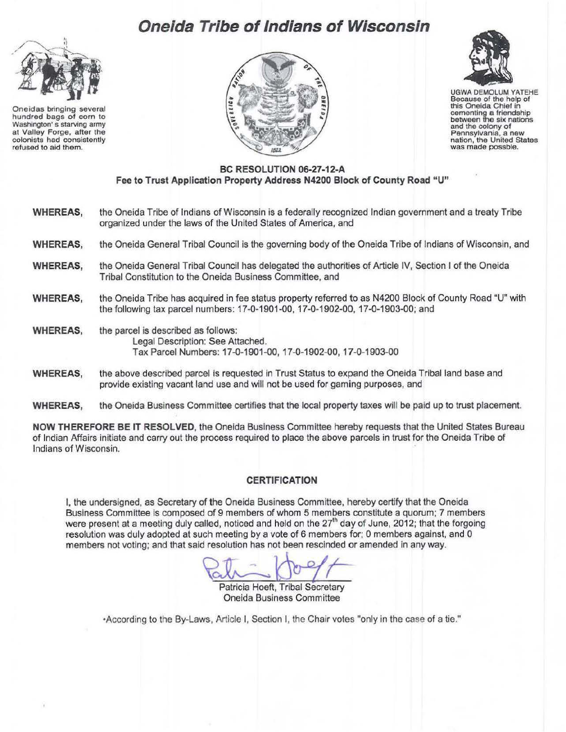# Oneida Tribe of Indians of Wisconsin

Oneidas bringing several hundred bags of corn to Washington's starving army at Valley Forge, after the colonists had consistently refused to aid them.

UGWA DEMOLUM YATEHE
Because of the help of this Oneida Chief in cementing a friendship between the six nations and the colony of Pennsylvania, a new nation, the United States was made possble.

## BC RESOLUTION 06-27-12-A
### Fee to Trust Application Property Address N4200 Block of County Road "U"

**WHEREAS,** the Oneida Tribe of Indians of Wisconsin is a federally recognized Indian government and a treaty Tribe organized under the laws of the United States of America, and

**WHEREAS,** the Oneida General Tribal Council is the governing body of the Oneida Tribe of Indians of Wisconsin, and

**WHEREAS,** the Oneida General Tribal Council has delegated the authorities of Article IV, Section I of the Oneida Tribal Constitution to the Oneida Business Committee, and

**WHEREAS,** the Oneida Tribe has acquired in fee status property referred to as N4200 Block of County Road "U" with the following tax parcel numbers: 17-0-1901-00, 17-0-1902-00, 17-0-1903-00; and

**WHEREAS,** the parcel is described as follows:
Legal Description: See Attached.
Tax Parcel Numbers: 17-0-1901-00, 17-0-1902-00, 17-0-1903-00

**WHEREAS,** the above described parcel is requested in Trust Status to expand the Oneida Tribal land base and provide existing vacant land use and will not be used for gaming purposes, and

**WHEREAS,** the Oneida Business Committee certifies that the local property taxes will be paid up to trust placement.

**NOW THEREFORE BE IT RESOLVED,** the Oneida Business Committee hereby requests that the United States Bureau of Indian Affairs initiate and carry out the process required to place the above parcels in trust for the Oneida Tribe of Indians of Wisconsin.

### CERTIFICATION

I, the undersigned, as Secretary of the Oneida Business Committee, hereby certify that the Oneida Business Committee is composed of 9 members of whom 5 members constitute a quorum; 7 members were present at a meeting duly called, noticed and held on the 27th day of June, 2012; that the forgoing resolution was duly adopted at such meeting by a vote of 6 members for; 0 members against, and 0 members not voting; and that said resolution has not been rescinded or amended in any way.

Patricia Hoeft, Tribal Secretary
Oneida Business Committee

•According to the By-Laws, Article I, Section I, the Chair votes "only in the case of a tie."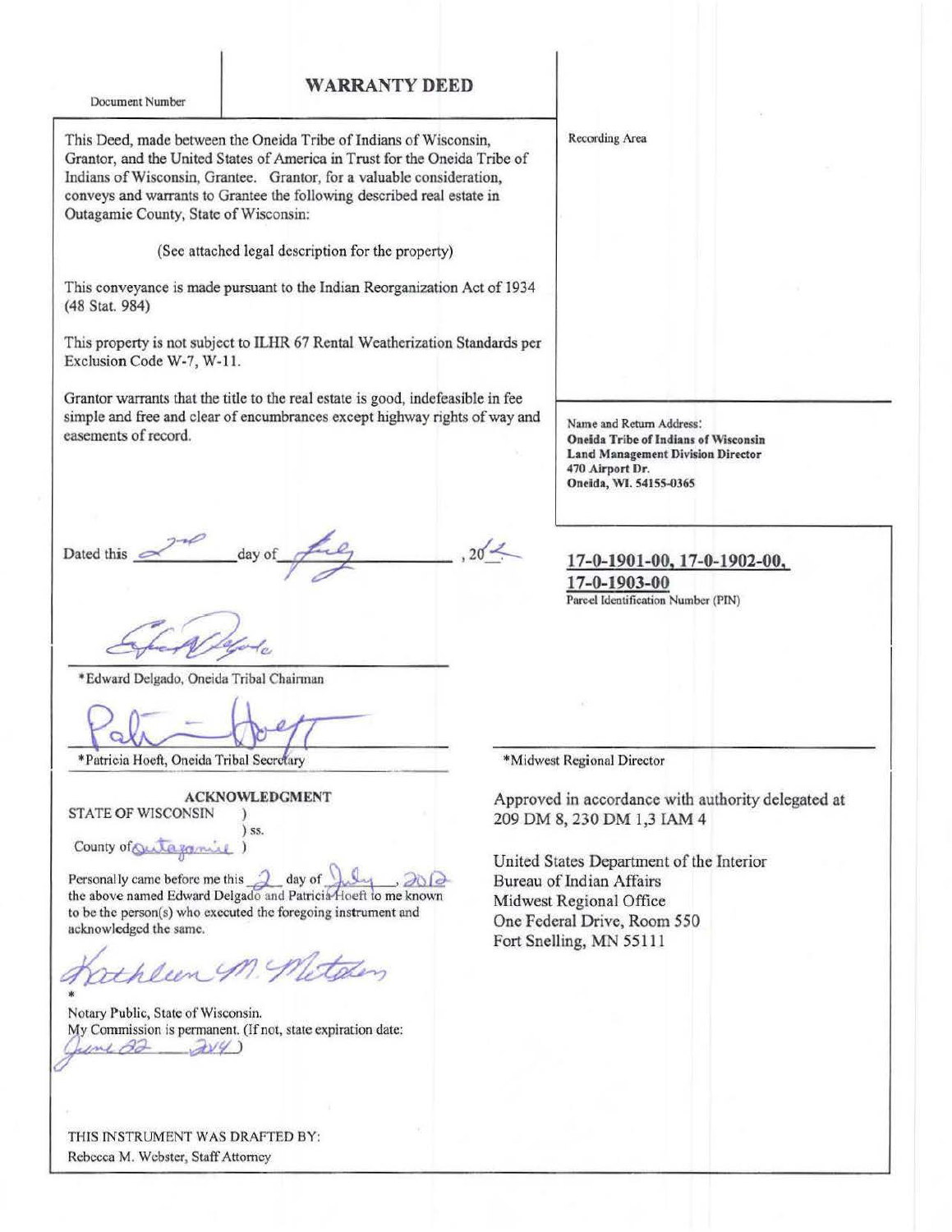Document Number

# WARRANTY DEED

This Deed, made between the Oneida Tribe of Indians of Wisconsin, Grantor, and the United States of America in Trust for the Oneida Tribe of Indians of Wisconsin, Grantee. Grantor, for a valuable consideration, conveys and warrants to Grantee the following described real estate in Outagamie County, State of Wisconsin:

(See attached legal description for the property)

This conveyance is made pursuant to the Indian Reorganization Act of 1934 (48 Stat. 984)

This property is not subject to ILHR 67 Rental Weatherization Standards per Exclusion Code W-7, W-11.

Grantor warrants that the title to the real estate is good, indefeasible in fee simple and free and clear of encumbrances except highway rights of way and easements of record.

Recording Area

Name and Return Address:
**Oneida Tribe of Indians of Wisconsin**
**Land Management Division Director**
**470 Airport Dr.**
**Oneida, WI. 54155-0365**

**17-0-1901-00, 17-0-1902-00, 17-0-1903-00**
Parcel Identification Number (PIN)

Dated this 2nd day of July, 2012

*Edward Delgado, Oneida Tribal Chairman

*Patricia Hoeft, Oneida Tribal Secretary

*Midwest Regional Director

Approved in accordance with authority delegated at 209 DM 8, 230 DM 1,3 IAM 4

United States Department of the Interior
Bureau of Indian Affairs
Midwest Regional Office
One Federal Drive, Room 550
Fort Snelling, MN 55111

**ACKNOWLEDGMENT**

STATE OF WISCONSIN )
) ss.
County of Outagamie )

Personally came before me this 2 day of July, 2012 the above named Edward Delgado and Patricia Hoeft to me known to be the person(s) who executed the foregoing instrument and acknowledged the same.

Kathleen M. Metoxen
*
Notary Public, State of Wisconsin.
My Commission is permanent. (If not, state expiration date: June 22, 2014)

THIS INSTRUMENT WAS DRAFTED BY:
Rebecca M. Webster, Staff Attorney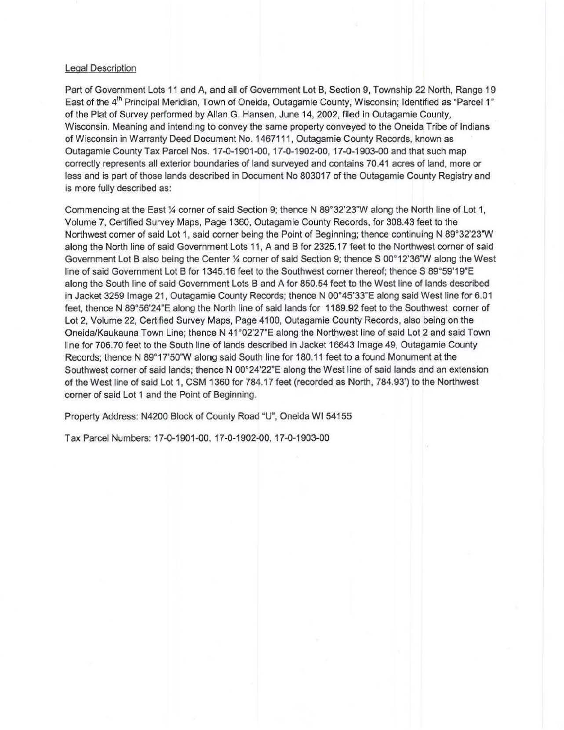## Legal Description

Part of Government Lots 11 and A, and all of Government Lot B, Section 9, Township 22 North, Range 19 East of the 4th Principal Meridian, Town of Oneida, Outagamie County, Wisconsin; Identified as "Parcel 1" of the Plat of Survey performed by Allan G. Hansen, June 14, 2002, filed in Outagamie County, Wisconsin. Meaning and intending to convey the same property conveyed to the Oneida Tribe of Indians of Wisconsin in Warranty Deed Document No. 1467111, Outagamie County Records, known as Outagamie County Tax Parcel Nos. 17-0-1901-00, 17-0-1902-00, 17-0-1903-00 and that such map correctly represents all exterior boundaries of land surveyed and contains 70.41 acres of land, more or less and is part of those lands described in Document No 803017 of the Outagamie County Registry and is more fully described as:

Commencing at the East ¼ corner of said Section 9; thence N 89°32'23"W along the North line of Lot 1, Volume 7, Certified Survey Maps, Page 1360, Outagamie County Records, for 308.43 feet to the Northwest corner of said Lot 1, said corner being the Point of Beginning; thence continuing N 89°32'23"W along the North line of said Government Lots 11, A and B for 2325.17 feet to the Northwest corner of said Government Lot B also being the Center ¼ corner of said Section 9; thence S 00°12'36"W along the West line of said Government Lot B for 1345.16 feet to the Southwest corner thereof; thence S 89°59'19"E along the South line of said Government Lots B and A for 850.54 feet to the West line of lands described in Jacket 3259 Image 21, Outagamie County Records; thence N 00°45'33"E along said West line for 6.01 feet, thence N 89°56'24"E along the North line of said lands for 1189.92 feet to the Southwest corner of Lot 2, Volume 22, Certified Survey Maps, Page 4100, Outagamie County Records, also being on the Oneida/Kaukauna Town Line; thence N 41°02'27"E along the Northwest line of said Lot 2 and said Town line for 706.70 feet to the South line of lands described in Jacket 16643 Image 49, Outagamie County Records; thence N 89°17'50"W along said South line for 180.11 feet to a found Monument at the Southwest corner of said lands; thence N 00°24'22"E along the West line of said lands and an extension of the West line of said Lot 1, CSM 1360 for 784.17 feet (recorded as North, 784.93') to the Northwest corner of said Lot 1 and the Point of Beginning.

Property Address: N4200 Block of County Road "U", Oneida WI 54155

Tax Parcel Numbers: 17-0-1901-00, 17-0-1902-00, 17-0-1903-00